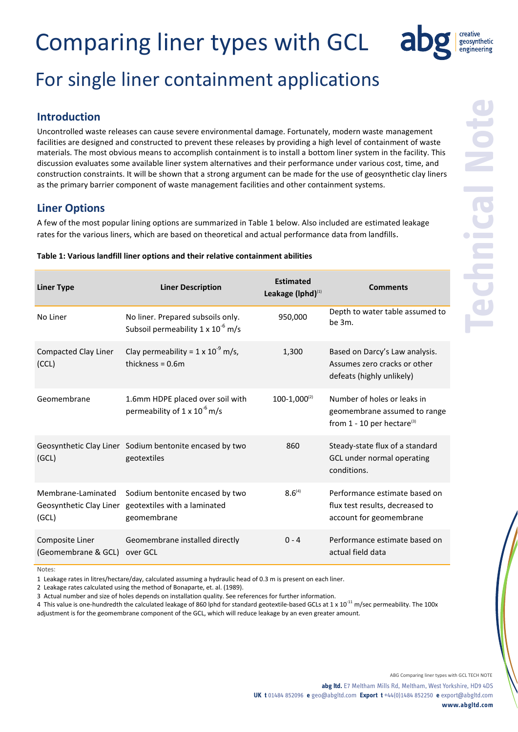# Comparing liner types with GCL

## For single liner containment applications

### Introduction

Uncontrolled waste releases can cause severe environmental damage. Fortunately, modern waste management facilities are designed and constructed to prevent these releases by providing a high level of containment of waste materials. The most obvious means to accomplish containment is to install a bottom liner system in the facility. This discussion evaluates some available liner system alternatives and their performance under various cost, time, and construction constraints. It will be shown that a strong argument can be made for the use of geosynthetic clay liners as the primary barrier component of waste management facilities and other containment systems.

### Liner Options

A few of the most popular lining options are summarized in Table 1 below. Also included are estimated leakage rates for the various liners, which are based on theoretical and actual performance data from landfills.

**Table 1: Various landfill liner options and their relative containment abilities**

| Liner Type | Liner Description | Estimated Leakage (lphd)[1] | Comments |
|---|---|---|---|
| No Liner | No liner. Prepared subsoils only. Subsoil permeability $1 \times 10^{-6}$ m/s | 950,000 | Depth to water table assumed to be 3m. |
| Compacted Clay Liner (CCL) | Clay permeability = $1 \times 10^{-9}$ m/s, thickness = 0.6m | 1,300 | Based on Darcy's Law analysis. Assumes zero cracks or other defeats (highly unlikely) |
| Geomembrane | 1.6mm HDPE placed over soil with permeability of $1 \times 10^{-6}$ m/s | 100-1,000[2] | Number of holes or leaks in geomembrane assumed to range from 1 - 10 per hectare[3] |
| Geosynthetic Clay Liner (GCL) | Sodium bentonite encased by two geotextiles | 860 | Steady-state flux of a standard GCL under normal operating conditions. |
| Membrane-Laminated Geosynthetic Clay Liner (GCL) | Sodium bentonite encased by two geotextiles with a laminated geomembrane | 8.6[4] | Performance estimate based on flux test results, decreased to account for geomembrane |
| Composite Liner (Geomembrane & GCL) | Geomembrane installed directly over GCL | 0 - 4 | Performance estimate based on actual field data |

Notes:

1 Leakage rates in litres/hectare/day, calculated assuming a hydraulic head of 0.3 m is present on each liner.

2 Leakage rates calculated using the method of Bonaparte, et. al. (1989).

3 Actual number and size of holes depends on installation quality. See references for further information.

4 This value is one-hundredth the calculated leakage of 860 lphd for standard geotextile-based GCLs at $1 \times 10^{-11}$ m/sec permeability. The 100x adjustment is for the geomembrane component of the GCL, which will reduce leakage by an even greater amount.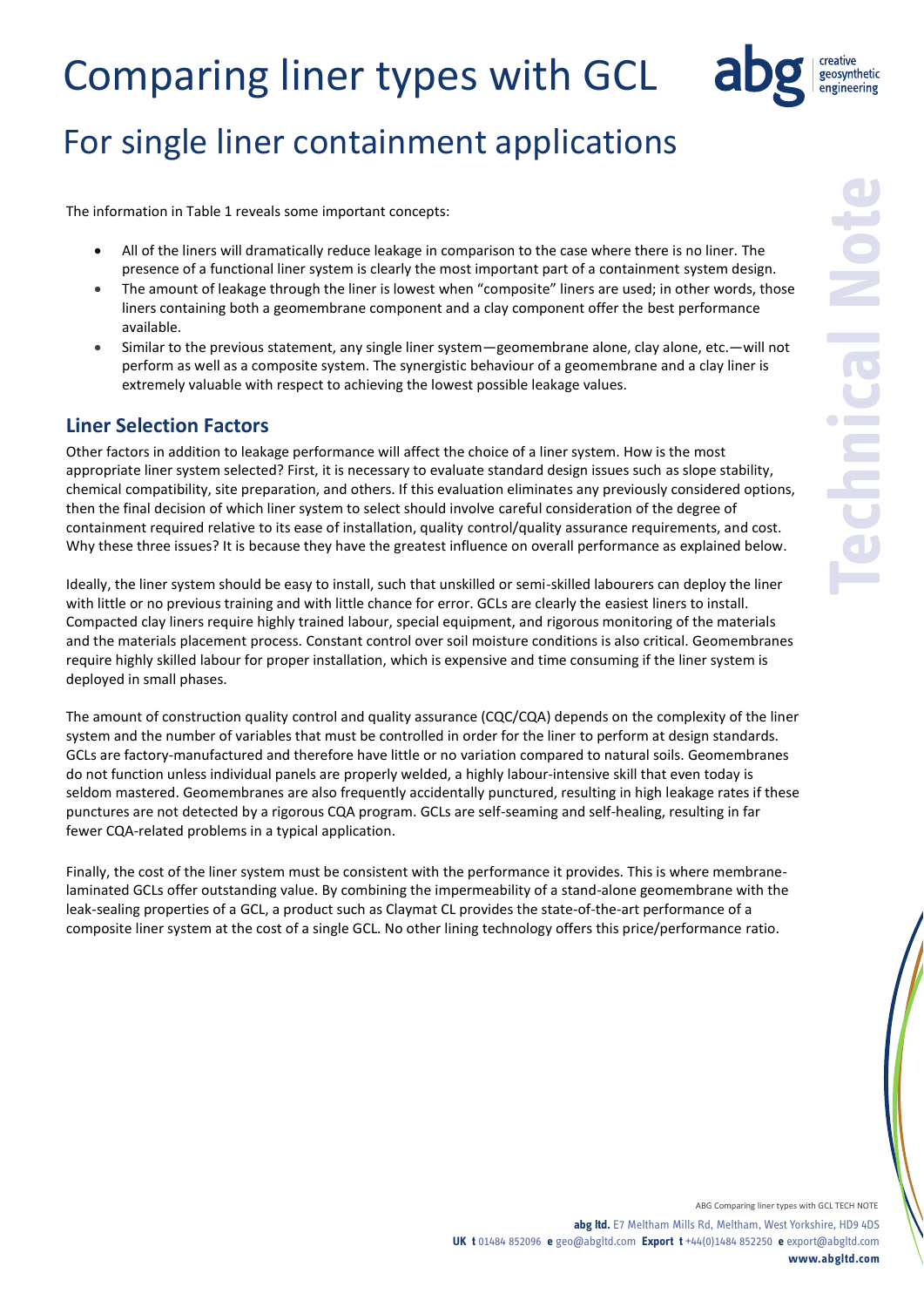# Comparing liner types with GCL

## For single liner containment applications

The information in Table 1 reveals some important concepts:

- All of the liners will dramatically reduce leakage in comparison to the case where there is no liner. The presence of a functional liner system is clearly the most important part of a containment system design.
- The amount of leakage through the liner is lowest when "composite" liners are used; in other words, those liners containing both a geomembrane component and a clay component offer the best performance available.
- Similar to the previous statement, any single liner system—geomembrane alone, clay alone, etc.—will not perform as well as a composite system. The synergistic behaviour of a geomembrane and a clay liner is extremely valuable with respect to achieving the lowest possible leakage values.

### Liner Selection Factors

Other factors in addition to leakage performance will affect the choice of a liner system. How is the most appropriate liner system selected? First, it is necessary to evaluate standard design issues such as slope stability, chemical compatibility, site preparation, and others. If this evaluation eliminates any previously considered options, then the final decision of which liner system to select should involve careful consideration of the degree of containment required relative to its ease of installation, quality control/quality assurance requirements, and cost. Why these three issues? It is because they have the greatest influence on overall performance as explained below.

Ideally, the liner system should be easy to install, such that unskilled or semi-skilled labourers can deploy the liner with little or no previous training and with little chance for error. GCLs are clearly the easiest liners to install. Compacted clay liners require highly trained labour, special equipment, and rigorous monitoring of the materials and the materials placement process. Constant control over soil moisture conditions is also critical. Geomembranes require highly skilled labour for proper installation, which is expensive and time consuming if the liner system is deployed in small phases.

The amount of construction quality control and quality assurance (CQC/CQA) depends on the complexity of the liner system and the number of variables that must be controlled in order for the liner to perform at design standards. GCLs are factory-manufactured and therefore have little or no variation compared to natural soils. Geomembranes do not function unless individual panels are properly welded, a highly labour-intensive skill that even today is seldom mastered. Geomembranes are also frequently accidentally punctured, resulting in high leakage rates if these punctures are not detected by a rigorous CQA program. GCLs are self-seaming and self-healing, resulting in far fewer CQA-related problems in a typical application.

Finally, the cost of the liner system must be consistent with the performance it provides. This is where membrane-laminated GCLs offer outstanding value. By combining the impermeability of a stand-alone geomembrane with the leak-sealing properties of a GCL, a product such as Claymat CL provides the state-of-the-art performance of a composite liner system at the cost of a single GCL. No other lining technology offers this price/performance ratio.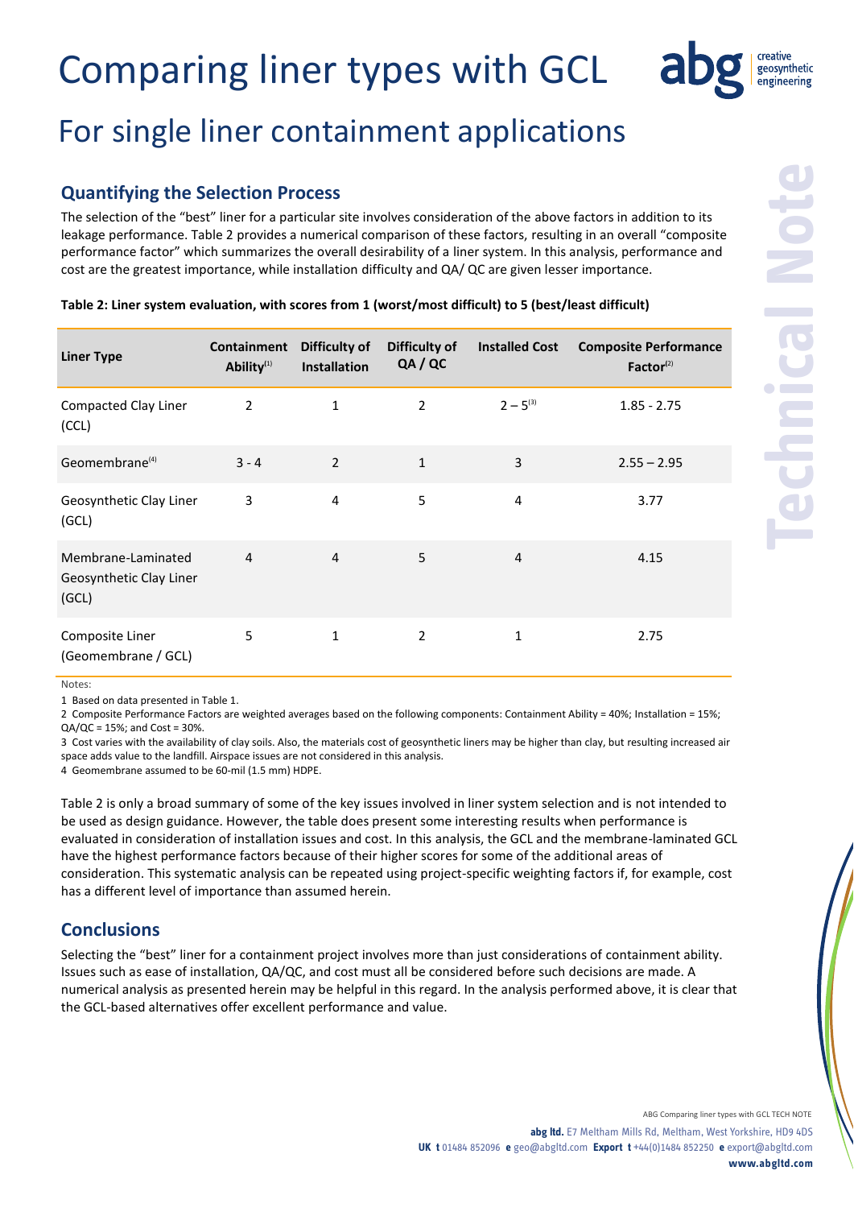# Comparing liner types with GCL

## For single liner containment applications

### Quantifying the Selection Process

The selection of the "best" liner for a particular site involves consideration of the above factors in addition to its leakage performance. Table 2 provides a numerical comparison of these factors, resulting in an overall "composite performance factor" which summarizes the overall desirability of a liner system. In this analysis, performance and cost are the greatest importance, while installation difficulty and QA/ QC are given lesser importance.

**Table 2: Liner system evaluation, with scores from 1 (worst/most difficult) to 5 (best/least difficult)**

| Liner Type | Containment Ability[1] | Difficulty of Installation | Difficulty of QA / QC | Installed Cost | Composite Performance Factor[2] |
|---|---|---|---|---|---|
| Compacted Clay Liner (CCL) | 2 | 1 | 2 | 2 – 5[3] | 1.85 - 2.75 |
| Geomembrane[4] | 3 - 4 | 2 | 1 | 3 | 2.55 – 2.95 |
| Geosynthetic Clay Liner (GCL) | 3 | 4 | 5 | 4 | 3.77 |
| Membrane-Laminated Geosynthetic Clay Liner (GCL) | 4 | 4 | 5 | 4 | 4.15 |
| Composite Liner (Geomembrane / GCL) | 5 | 1 | 2 | 1 | 2.75 |

Notes:

1 Based on data presented in Table 1.

2 Composite Performance Factors are weighted averages based on the following components: Containment Ability = 40%; Installation = 15%; QA/QC = 15%; and Cost = 30%.

3 Cost varies with the availability of clay soils. Also, the materials cost of geosynthetic liners may be higher than clay, but resulting increased air space adds value to the landfill. Airspace issues are not considered in this analysis.

4 Geomembrane assumed to be 60-mil (1.5 mm) HDPE.

Table 2 is only a broad summary of some of the key issues involved in liner system selection and is not intended to be used as design guidance. However, the table does present some interesting results when performance is evaluated in consideration of installation issues and cost. In this analysis, the GCL and the membrane-laminated GCL have the highest performance factors because of their higher scores for some of the additional areas of consideration. This systematic analysis can be repeated using project-specific weighting factors if, for example, cost has a different level of importance than assumed herein.

### Conclusions

Selecting the "best" liner for a containment project involves more than just considerations of containment ability. Issues such as ease of installation, QA/QC, and cost must all be considered before such decisions are made. A numerical analysis as presented herein may be helpful in this regard. In the analysis performed above, it is clear that the GCL-based alternatives offer excellent performance and value.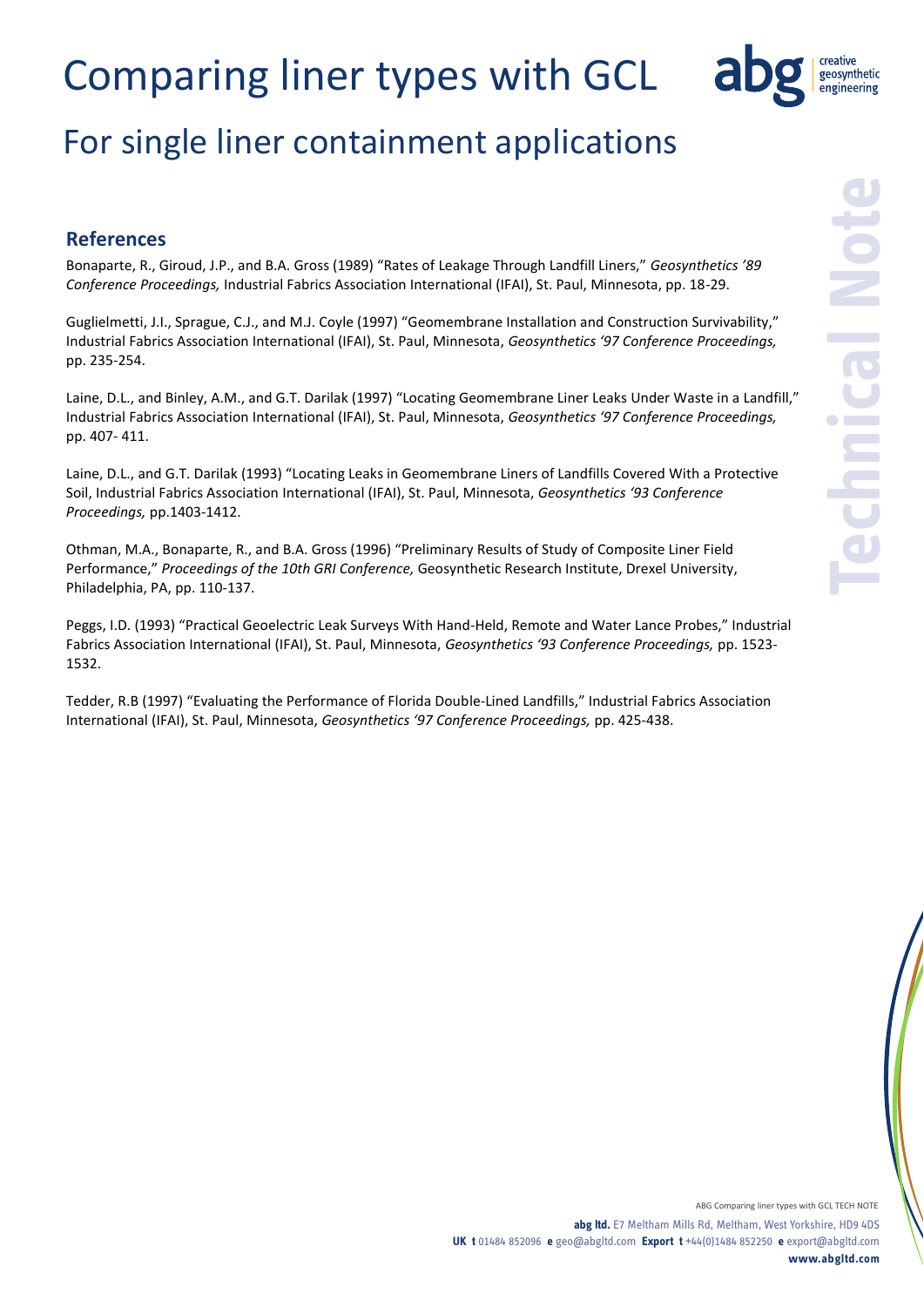## References

Bonaparte, R., Giroud, J.P., and B.A. Gross (1989) "Rates of Leakage Through Landfill Liners," *Geosynthetics '89 Conference Proceedings,* Industrial Fabrics Association International (IFAI), St. Paul, Minnesota, pp. 18-29.

Guglielmetti, J.I., Sprague, C.J., and M.J. Coyle (1997) "Geomembrane Installation and Construction Survivability," Industrial Fabrics Association International (IFAI), St. Paul, Minnesota, *Geosynthetics '97 Conference Proceedings,* pp. 235-254.

Laine, D.L., and Binley, A.M., and G.T. Darilak (1997) "Locating Geomembrane Liner Leaks Under Waste in a Landfill," Industrial Fabrics Association International (IFAI), St. Paul, Minnesota, *Geosynthetics '97 Conference Proceedings,* pp. 407- 411.

Laine, D.L., and G.T. Darilak (1993) "Locating Leaks in Geomembrane Liners of Landfills Covered With a Protective Soil, Industrial Fabrics Association International (IFAI), St. Paul, Minnesota, *Geosynthetics '93 Conference Proceedings,* pp.1403-1412.

Othman, M.A., Bonaparte, R., and B.A. Gross (1996) "Preliminary Results of Study of Composite Liner Field Performance," *Proceedings of the 10th GRI Conference,* Geosynthetic Research Institute, Drexel University, Philadelphia, PA, pp. 110-137.

Peggs, I.D. (1993) "Practical Geoelectric Leak Surveys With Hand-Held, Remote and Water Lance Probes," Industrial Fabrics Association International (IFAI), St. Paul, Minnesota, *Geosynthetics '93 Conference Proceedings,* pp. 1523-1532.

Tedder, R.B (1997) "Evaluating the Performance of Florida Double-Lined Landfills," Industrial Fabrics Association International (IFAI), St. Paul, Minnesota, *Geosynthetics '97 Conference Proceedings,* pp. 425-438.